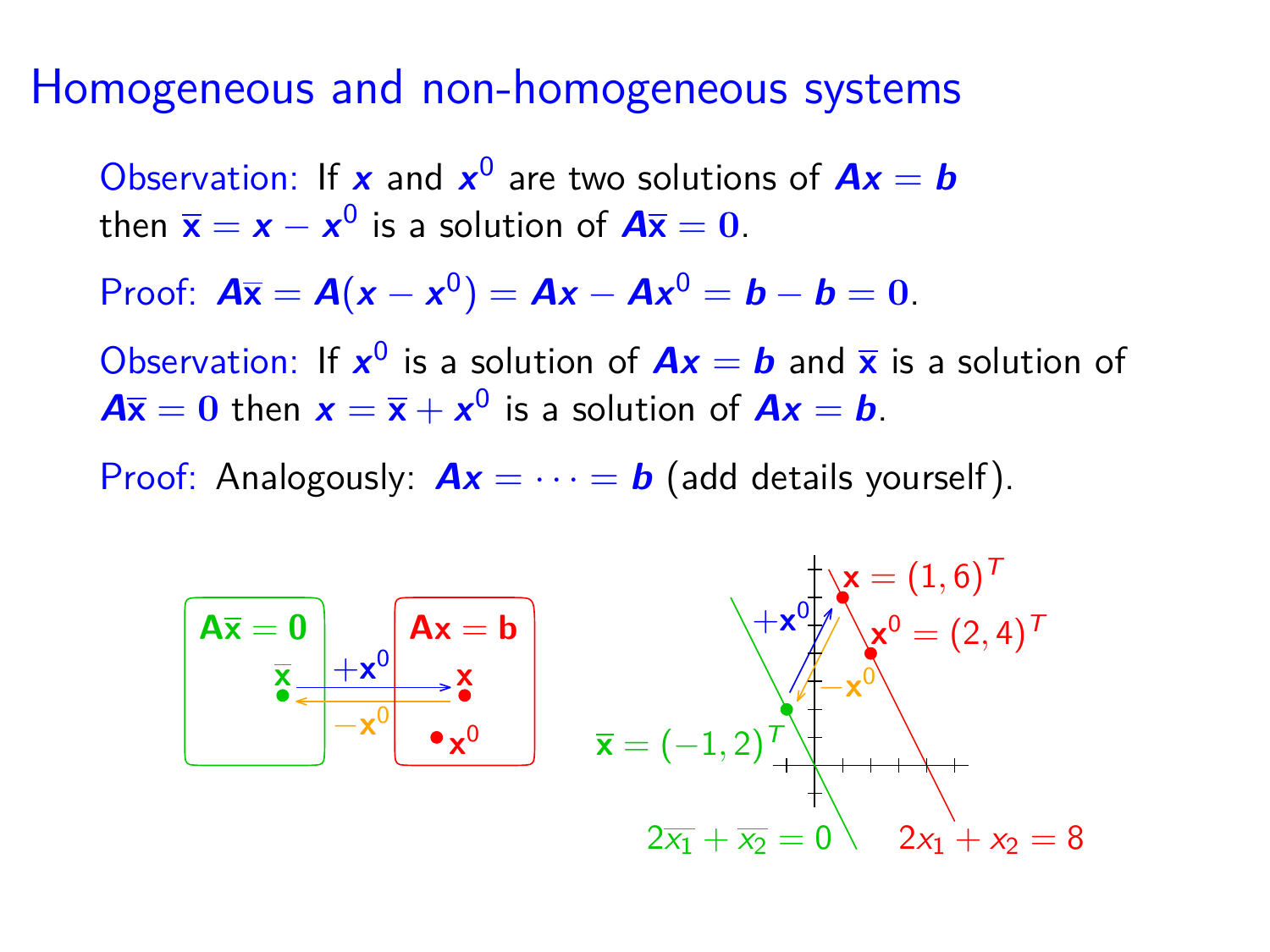# Homogeneous and non-homogeneous systems

Observation: If $\boldsymbol{x}$ and $\boldsymbol{x}^0$ are two solutions of $\boldsymbol{Ax} = \boldsymbol{b}$ then $\overline{\mathbf{x}} = \boldsymbol{x} - \boldsymbol{x}^0$ is a solution of $\boldsymbol{A}\overline{\mathbf{x}} = \mathbf{0}$.

Proof: $\boldsymbol{A}\overline{\mathbf{x}} = \boldsymbol{A}(\boldsymbol{x} - \boldsymbol{x}^0) = \boldsymbol{Ax} - \boldsymbol{Ax}^0 = \boldsymbol{b} - \boldsymbol{b} = \mathbf{0}$.

Observation: If $\boldsymbol{x}^0$ is a solution of $\boldsymbol{Ax} = \boldsymbol{b}$ and $\overline{\mathbf{x}}$ is a solution of $\boldsymbol{A}\overline{\mathbf{x}} = \mathbf{0}$ then $\boldsymbol{x} = \overline{\mathbf{x}} + \boldsymbol{x}^0$ is a solution of $\boldsymbol{Ax} = \boldsymbol{b}$.

Proof: Analogously: $\boldsymbol{Ax} = \cdots = \boldsymbol{b}$ (add details yourself).

$\mathbf{A}\overline{\mathbf{x}} = \mathbf{0}$ $\quad$ $\mathbf{Ax} = \mathbf{b}$ $\quad$ $+\mathbf{x}^0$ $\quad$ $-\mathbf{x}^0$

$\mathbf{x} = (1,6)^T$ $\quad$ $\mathbf{x}^0 = (2,4)^T$ $\quad$ $\overline{\mathbf{x}} = (-1,2)^T$

$2\overline{x_1} + \overline{x_2} = 0$ $\quad$ $2x_1 + x_2 = 8$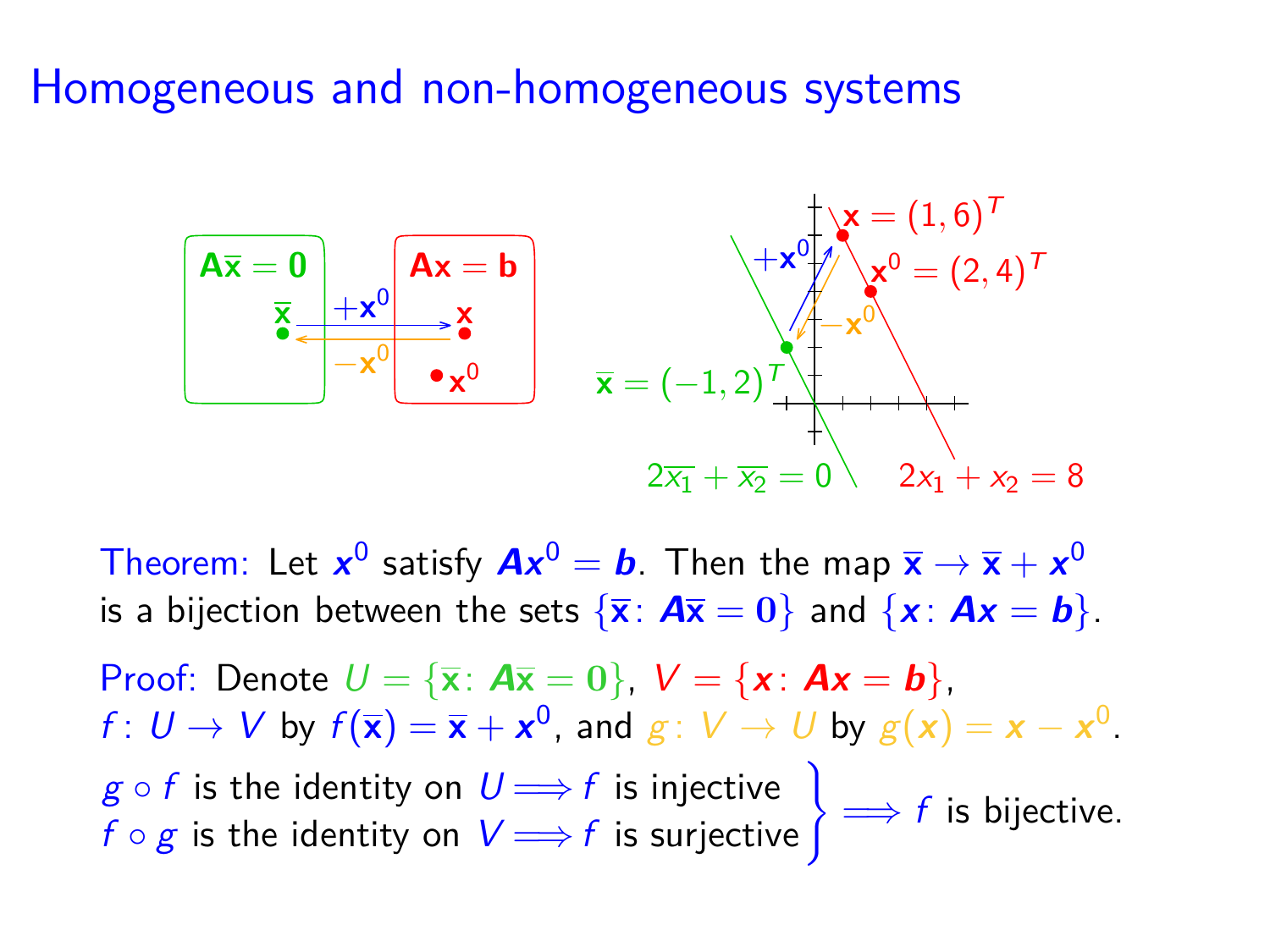# Homogeneous and non-homogeneous systems

Theorem: Let $\boldsymbol{x}^0$ satisfy $\boldsymbol{A}\boldsymbol{x}^0 = \boldsymbol{b}$. Then the map $\overline{\mathbf{x}} \to \overline{\mathbf{x}} + \boldsymbol{x}^0$ is a bijection between the sets $\{\overline{\mathbf{x}} \colon \boldsymbol{A}\overline{\mathbf{x}} = \mathbf{0}\}$ and $\{\boldsymbol{x} \colon \boldsymbol{A}\boldsymbol{x} = \boldsymbol{b}\}$.

Proof: Denote $U = \{\overline{\mathbf{x}} \colon \boldsymbol{A}\overline{\mathbf{x}} = \mathbf{0}\}$, $V = \{\boldsymbol{x} \colon \boldsymbol{A}\boldsymbol{x} = \boldsymbol{b}\}$, $f \colon U \to V$ by $f(\overline{\mathbf{x}}) = \overline{\mathbf{x}} + \boldsymbol{x}^0$, and $g \colon V \to U$ by $g(\boldsymbol{x}) = \boldsymbol{x} - \boldsymbol{x}^0$.

$$\left.\begin{array}{l} g \circ f \text{ is the identity on } U \Longrightarrow f \text{ is injective} \\ f \circ g \text{ is the identity on } V \Longrightarrow f \text{ is surjective} \end{array}\right\} \Longrightarrow f \text{ is bijective.}$$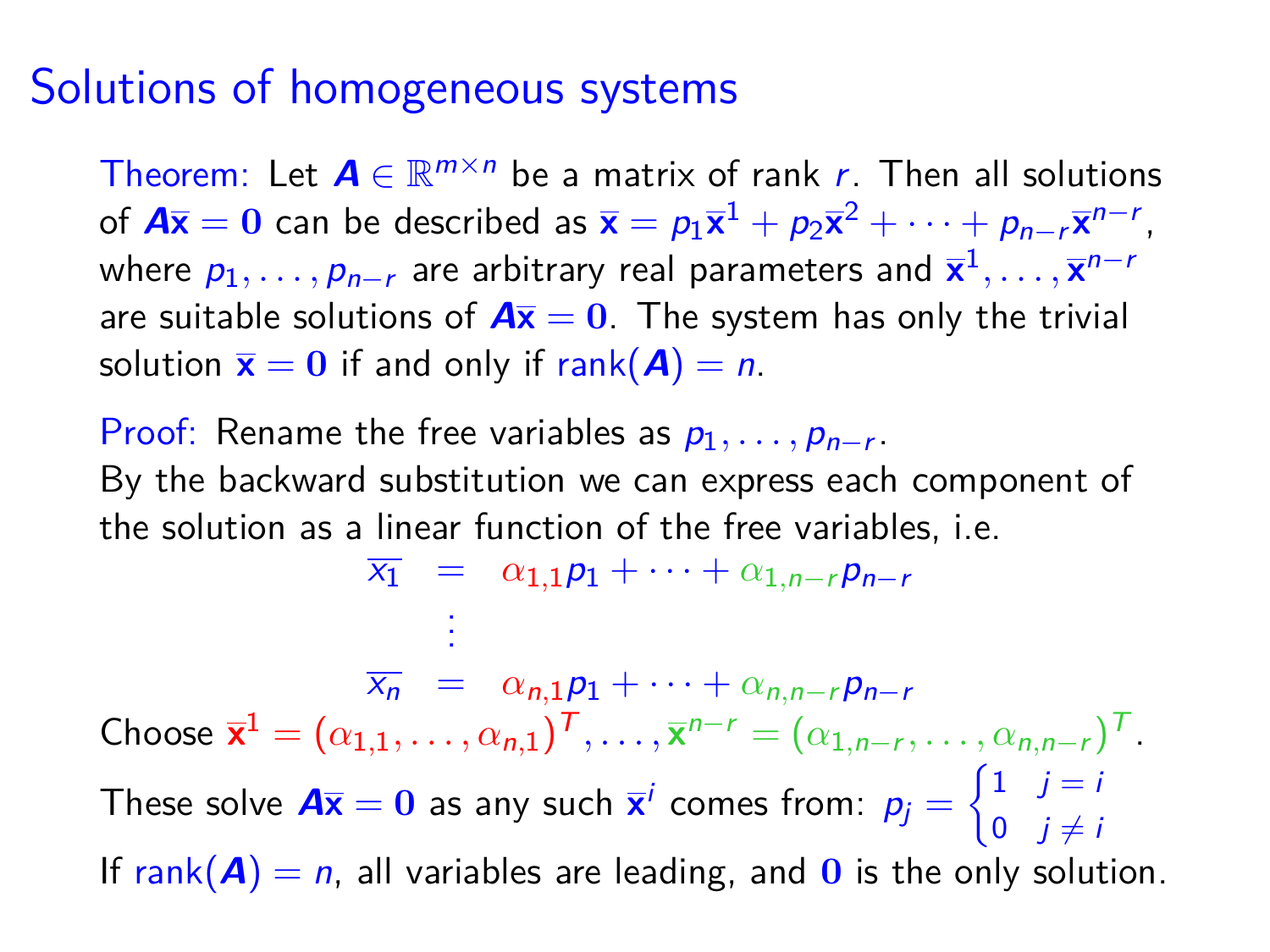# Solutions of homogeneous systems

Theorem: Let $\boldsymbol{A} \in \mathbb{R}^{m \times n}$ be a matrix of rank $r$. Then all solutions of $\boldsymbol{A}\overline{\mathbf{x}} = \mathbf{0}$ can be described as $\overline{\mathbf{x}} = p_1\overline{\mathbf{x}}^1 + p_2\overline{\mathbf{x}}^2 + \cdots + p_{n-r}\overline{\mathbf{x}}^{n-r}$, where $p_1, \ldots, p_{n-r}$ are arbitrary real parameters and $\overline{\mathbf{x}}^1, \ldots, \overline{\mathbf{x}}^{n-r}$ are suitable solutions of $\boldsymbol{A}\overline{\mathbf{x}} = \mathbf{0}$. The system has only the trivial solution $\overline{\mathbf{x}} = \mathbf{0}$ if and only if $\text{rank}(\boldsymbol{A}) = n$.

Proof: Rename the free variables as $p_1, \ldots, p_{n-r}$.
By the backward substitution we can express each component of the solution as a linear function of the free variables, i.e.

$$
\begin{aligned}
\overline{x_1} &= \alpha_{1,1}p_1 + \cdots + \alpha_{1,n-r}p_{n-r} \\
&\vdots \\
\overline{x_n} &= \alpha_{n,1}p_1 + \cdots + \alpha_{n,n-r}p_{n-r}
\end{aligned}
$$

Choose $\overline{\mathbf{x}}^1 = (\alpha_{1,1}, \ldots, \alpha_{n,1})^T, \ldots, \overline{\mathbf{x}}^{n-r} = (\alpha_{1,n-r}, \ldots, \alpha_{n,n-r})^T$.

These solve $\boldsymbol{A}\overline{\mathbf{x}} = \mathbf{0}$ as any such $\overline{\mathbf{x}}^i$ comes from: $p_j = \begin{cases} 1 & j = i \\ 0 & j \neq i \end{cases}$

If $\text{rank}(\boldsymbol{A}) = n$, all variables are leading, and $\mathbf{0}$ is the only solution.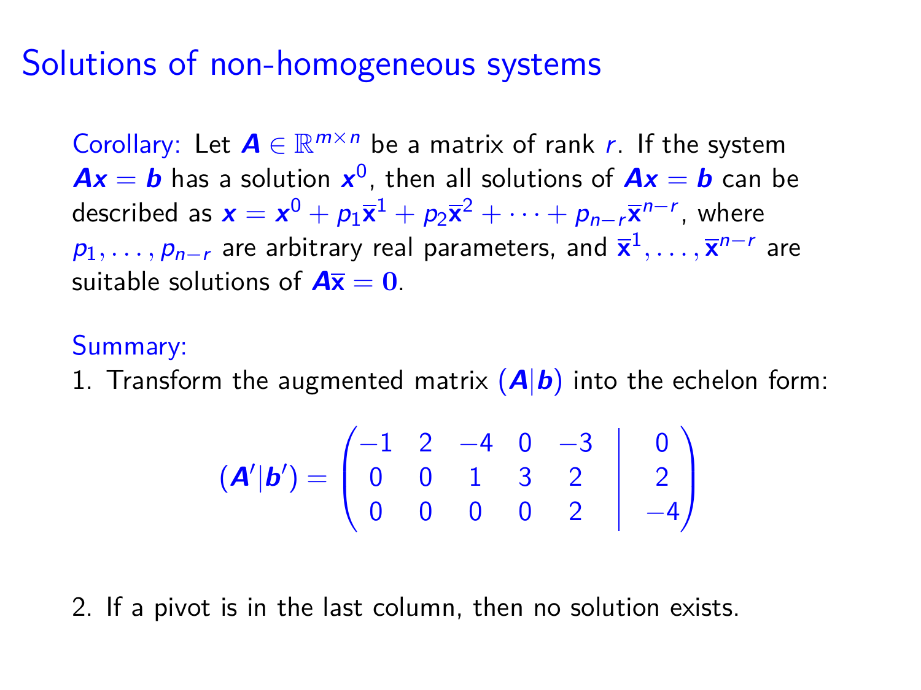# Solutions of non-homogeneous systems

Corollary: Let $\boldsymbol{A} \in \mathbb{R}^{m \times n}$ be a matrix of rank $r$. If the system $\boldsymbol{Ax} = \boldsymbol{b}$ has a solution $\boldsymbol{x}^0$, then all solutions of $\boldsymbol{Ax} = \boldsymbol{b}$ can be described as $\boldsymbol{x} = \boldsymbol{x}^0 + p_1\overline{\mathbf{x}}^1 + p_2\overline{\mathbf{x}}^2 + \cdots + p_{n-r}\overline{\mathbf{x}}^{n-r}$, where $p_1, \ldots, p_{n-r}$ are arbitrary real parameters, and $\overline{\mathbf{x}}^1, \ldots, \overline{\mathbf{x}}^{n-r}$ are suitable solutions of $\boldsymbol{A}\overline{\mathbf{x}} = \mathbf{0}$.

Summary:

1. Transform the augmented matrix $(\boldsymbol{A}|\boldsymbol{b})$ into the echelon form:

$$(\boldsymbol{A}'|\boldsymbol{b}') = \left(\begin{array}{ccccc|c} -1 & 2 & -4 & 0 & -3 & 0 \\ 0 & 0 & 1 & 3 & 2 & 2 \\ 0 & 0 & 0 & 0 & 2 & -4 \end{array}\right)$$

2. If a pivot is in the last column, then no solution exists.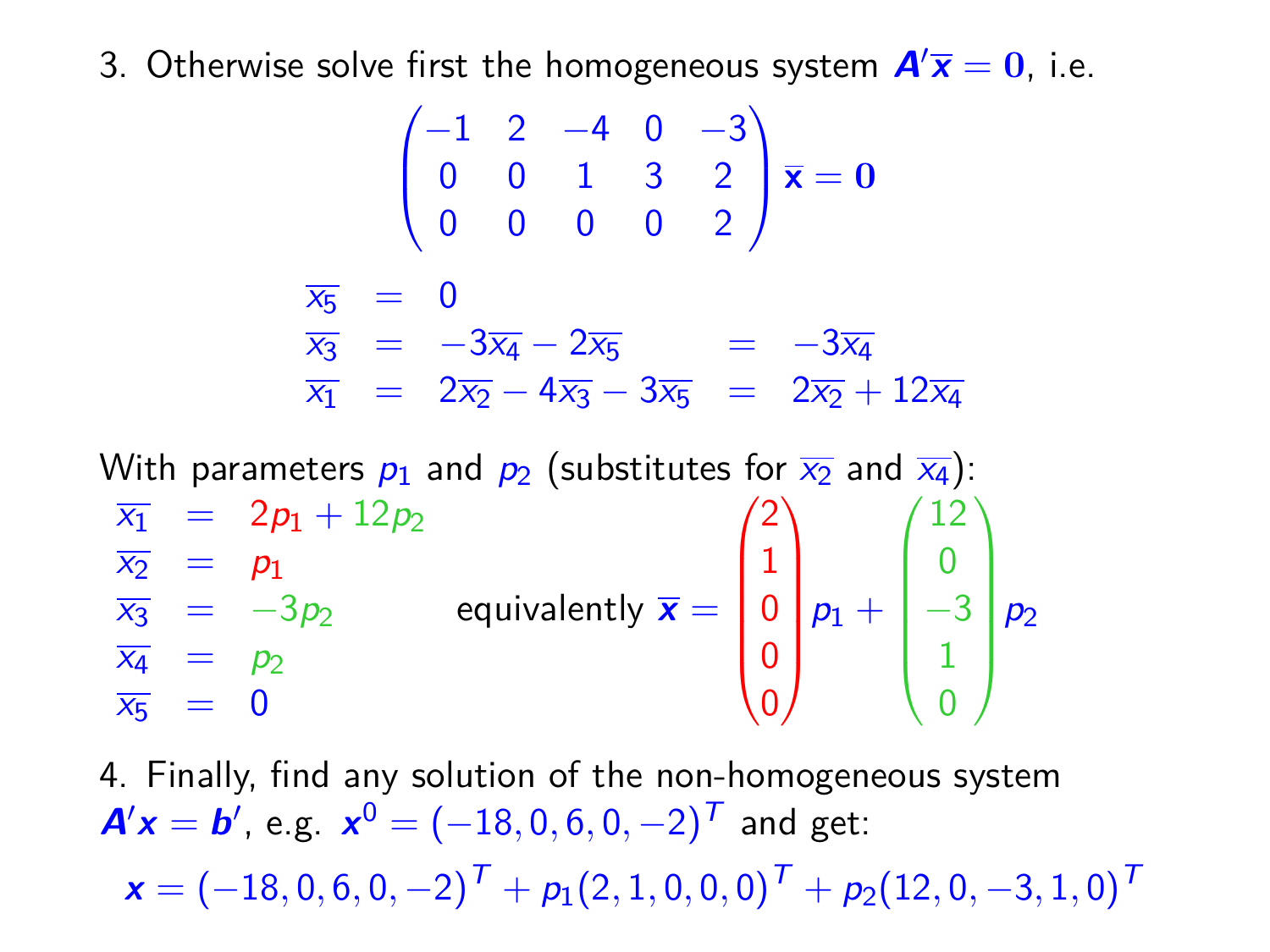3. Otherwise solve first the homogeneous system $\boldsymbol{A}'\overline{\boldsymbol{x}} = \boldsymbol{0}$, i.e.

$$\begin{pmatrix} -1 & 2 & -4 & 0 & -3 \\ 0 & 0 & 1 & 3 & 2 \\ 0 & 0 & 0 & 0 & 2 \end{pmatrix} \overline{\mathbf{x}} = \mathbf{0}$$

$$\begin{aligned}
\overline{x_5} &= 0 \\
\overline{x_3} &= -3\overline{x_4} - 2\overline{x_5} &&= -3\overline{x_4} \\
\overline{x_1} &= 2\overline{x_2} - 4\overline{x_3} - 3\overline{x_5} &&= 2\overline{x_2} + 12\overline{x_4}
\end{aligned}$$

With parameters $p_1$ and $p_2$ (substitutes for $\overline{x_2}$ and $\overline{x_4}$):

$$\begin{aligned}
\overline{x_1} &= 2p_1 + 12p_2 \\
\overline{x_2} &= p_1 \\
\overline{x_3} &= -3p_2 \\
\overline{x_4} &= p_2 \\
\overline{x_5} &= 0
\end{aligned}
\qquad \text{equivalently } \overline{\boldsymbol{x}} = \begin{pmatrix} 2 \\ 1 \\ 0 \\ 0 \\ 0 \end{pmatrix} p_1 + \begin{pmatrix} 12 \\ 0 \\ -3 \\ 1 \\ 0 \end{pmatrix} p_2$$

4. Finally, find any solution of the non-homogeneous system $\boldsymbol{A}'\boldsymbol{x} = \boldsymbol{b}'$, e.g. $\boldsymbol{x}^0 = (-18, 0, 6, 0, -2)^T$ and get:

$$\boldsymbol{x} = (-18, 0, 6, 0, -2)^T + p_1(2, 1, 0, 0, 0)^T + p_2(12, 0, -3, 1, 0)^T$$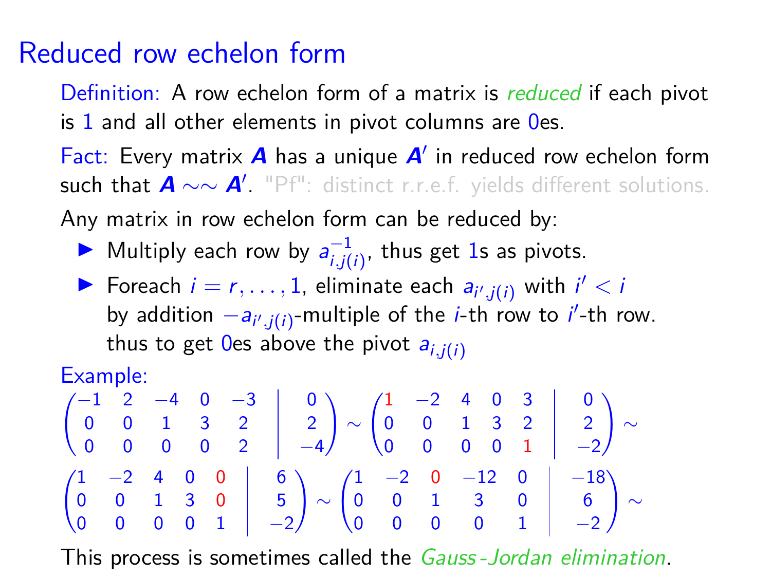# Reduced row echelon form

Definition: A row echelon form of a matrix is *reduced* if each pivot is 1 and all other elements in pivot columns are 0es.

Fact: Every matrix $\boldsymbol{A}$ has a unique $\boldsymbol{A}'$ in reduced row echelon form such that $\boldsymbol{A} \sim\sim \boldsymbol{A}'$. "Pf": distinct r.r.e.f. yields different solutions.

Any matrix in row echelon form can be reduced by:

- Multiply each row by $a_{i,j(i)}^{-1}$, thus get 1s as pivots.
- Foreach $i = r, \ldots, 1$, eliminate each $a_{i',j(i)}$ with $i' < i$ by addition $-a_{i',j(i)}$-multiple of the $i$-th row to $i'$-th row. thus to get 0es above the pivot $a_{i,j(i)}$

Example:

$$
\left(\begin{array}{ccccc|c} -1 & 2 & -4 & 0 & -3 & 0 \\ 0 & 0 & 1 & 3 & 2 & 2 \\ 0 & 0 & 0 & 0 & 2 & -4 \end{array}\right) \sim \left(\begin{array}{ccccc|c} 1 & -2 & 4 & 0 & 3 & 0 \\ 0 & 0 & 1 & 3 & 2 & 2 \\ 0 & 0 & 0 & 0 & 1 & -2 \end{array}\right) \sim
$$

$$
\left(\begin{array}{ccccc|c} 1 & -2 & 4 & 0 & 0 & 6 \\ 0 & 0 & 1 & 3 & 0 & 5 \\ 0 & 0 & 0 & 0 & 1 & -2 \end{array}\right) \sim \left(\begin{array}{ccccc|c} 1 & -2 & 0 & -12 & 0 & -18 \\ 0 & 0 & 1 & 3 & 0 & 6 \\ 0 & 0 & 0 & 0 & 1 & -2 \end{array}\right) \sim
$$

This process is sometimes called the *Gauss-Jordan elimination*.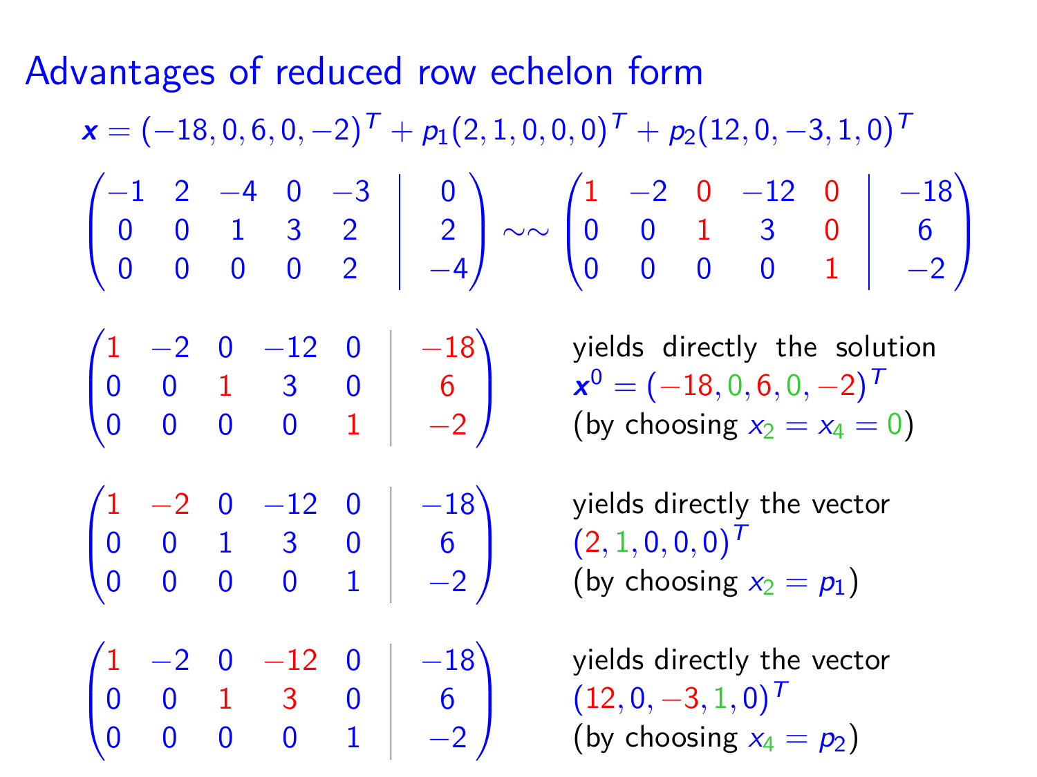# Advantages of reduced row echelon form

$$\boldsymbol{x} = (-18, 0, 6, 0, -2)^T + p_1(2, 1, 0, 0, 0)^T + p_2(12, 0, -3, 1, 0)^T$$

$$\left(\begin{array}{ccccc|c} -1 & 2 & -4 & 0 & -3 & 0 \\ 0 & 0 & 1 & 3 & 2 & 2 \\ 0 & 0 & 0 & 0 & 2 & -4 \end{array}\right) \sim\sim \left(\begin{array}{ccccc|c} 1 & -2 & 0 & -12 & 0 & -18 \\ 0 & 0 & 1 & 3 & 0 & 6 \\ 0 & 0 & 0 & 0 & 1 & -2 \end{array}\right)$$

$$\left(\begin{array}{ccccc|c} 1 & -2 & 0 & -12 & 0 & -18 \\ 0 & 0 & 1 & 3 & 0 & 6 \\ 0 & 0 & 0 & 0 & 1 & -2 \end{array}\right)$$

yields directly the solution $\boldsymbol{x}^0 = (-18, 0, 6, 0, -2)^T$ (by choosing $x_2 = x_4 = 0$)

$$\left(\begin{array}{ccccc|c} 1 & -2 & 0 & -12 & 0 & -18 \\ 0 & 0 & 1 & 3 & 0 & 6 \\ 0 & 0 & 0 & 0 & 1 & -2 \end{array}\right)$$

yields directly the vector $(2, 1, 0, 0, 0)^T$ (by choosing $x_2 = p_1$)

$$\left(\begin{array}{ccccc|c} 1 & -2 & 0 & -12 & 0 & -18 \\ 0 & 0 & 1 & 3 & 0 & 6 \\ 0 & 0 & 0 & 0 & 1 & -2 \end{array}\right)$$

yields directly the vector $(12, 0, -3, 1, 0)^T$ (by choosing $x_4 = p_2$)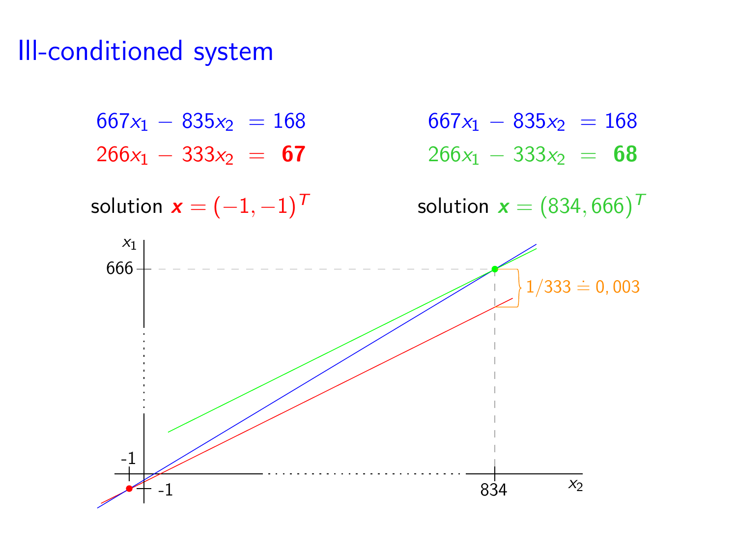# Ill-conditioned system

$$
\begin{aligned}
667x_1 - 835x_2 &= 168 \\
266x_1 - 333x_2 &= \mathbf{67}
\end{aligned}
$$

solution $\boldsymbol{x} = (-1, -1)^T$

$$
\begin{aligned}
667x_1 - 835x_2 &= 168 \\
266x_1 - 333x_2 &= \mathbf{68}
\end{aligned}
$$

solution $\boldsymbol{x} = (834, 666)^T$

$x_1$

666

$1/333 \doteq 0,003$

-1

-1

834

$x_2$